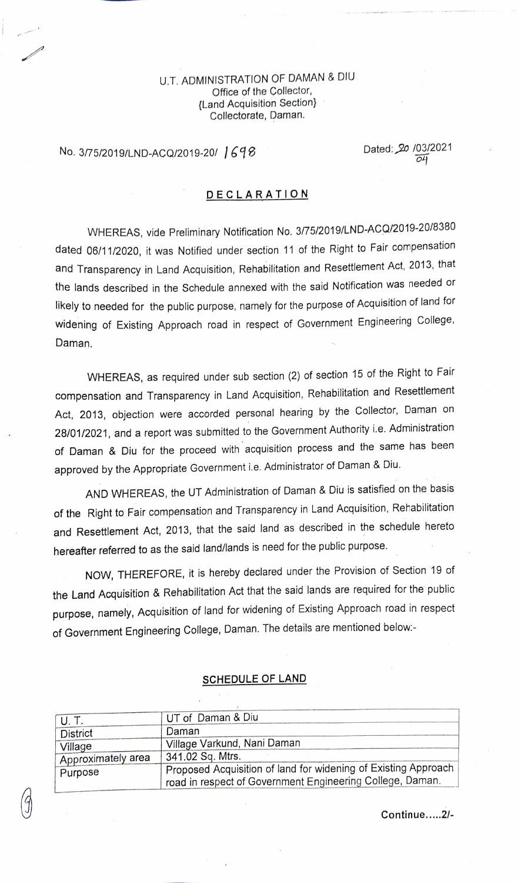U.T. ADMINISTRATION OF DAMAN & DIU
Office of the Collector,
{Land Acquisition Section}
Collectorate, Daman.

No. 3/75/2019/LND-ACQ/2019-20/ 1698 Dated: 20 /03/2021 04

## DECLARATION

WHEREAS, vide Preliminary Notification No. 3/75/2019/LND-ACQ/2019-20/8380 dated 06/11/2020, it was Notified under section 11 of the Right to Fair compensation and Transparency in Land Acquisition, Rehabilitation and Resettlement Act, 2013, that the lands described in the Schedule annexed with the said Notification was needed or likely to needed for the public purpose, namely for the purpose of Acquisition of land for widening of Existing Approach road in respect of Government Engineering College, Daman.

WHEREAS, as required under sub section (2) of section 15 of the Right to Fair compensation and Transparency in Land Acquisition, Rehabilitation and Resettlement Act, 2013, objection were accorded personal hearing by the Collector, Daman on 28/01/2021, and a report was submitted to the Government Authority i.e. Administration of Daman & Diu for the proceed with acquisition process and the same has been approved by the Appropriate Government i.e. Administrator of Daman & Diu.

AND WHEREAS, the UT Administration of Daman & Diu is satisfied on the basis of the Right to Fair compensation and Transparency in Land Acquisition, Rehabilitation and Resettlement Act, 2013, that the said land as described in the schedule hereto hereafter referred to as the said land/lands is need for the public purpose.

NOW, THEREFORE, it is hereby declared under the Provision of Section 19 of the Land Acquisition & Rehabilitation Act that the said lands are required for the public purpose, namely, Acquisition of land for widening of Existing Approach road in respect of Government Engineering College, Daman. The details are mentioned below:-

## SCHEDULE OF LAND

| U. T. | UT of Daman & Diu |
|---|---|
| District | Daman |
| Village | Village Varkund, Nani Daman |
| Approximately area | 341.02 Sq. Mtrs. |
| Purpose | Proposed Acquisition of land for widening of Existing Approach road in respect of Government Engineering College, Daman. |

Continue.....2/-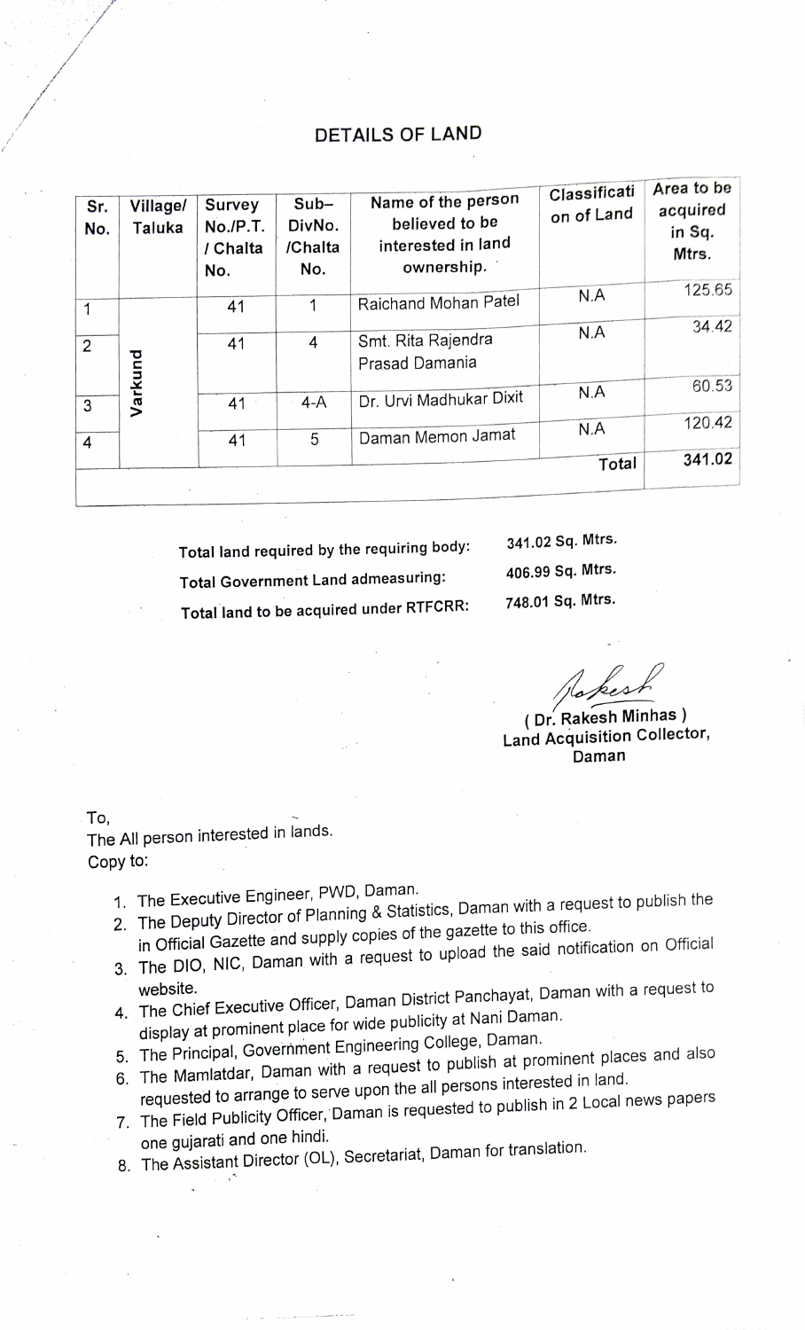# DETAILS OF LAND

| Sr. No. | Village/ Taluka | Survey No./P.T. / Chalta No. | Sub–DivNo. /Chalta No. | Name of the person believed to be interested in land ownership. | Classification of Land | Area to be acquired in Sq. Mtrs. |
|---|---|---|---|---|---|---|
| 1 | Varkund | 41 | 1 | Raichand Mohan Patel | N.A | 125.65 |
| 2 | | 41 | 4 | Smt. Rita Rajendra Prasad Damania | N.A | 34.42 |
| 3 | | 41 | 4-A | Dr. Urvi Madhukar Dixit | N.A | 60.53 |
| 4 | | 41 | 5 | Daman Memon Jamat | N.A | 120.42 |
| | | | | | Total | 341.02 |

**Total land required by the requiring body:** 341.02 Sq. Mtrs.

**Total Government Land admeasuring:** 406.99 Sq. Mtrs.

**Total land to be acquired under RTFCRR:** 748.01 Sq. Mtrs.

Rakesh

( Dr. Rakesh Minhas )
Land Acquisition Collector,
Daman

To,
The All person interested in lands.
Copy to:

1. The Executive Engineer, PWD, Daman.
2. The Deputy Director of Planning & Statistics, Daman with a request to publish the in Official Gazette and supply copies of the gazette to this office.
3. The DIO, NIC, Daman with a request to upload the said notification on Official website.
4. The Chief Executive Officer, Daman District Panchayat, Daman with a request to display at prominent place for wide publicity at Nani Daman.
5. The Principal, Government Engineering College, Daman.
6. The Mamlatdar, Daman with a request to publish at prominent places and also requested to arrange to serve upon the all persons interested in land.
7. The Field Publicity Officer, Daman is requested to publish in 2 Local news papers one gujarati and one hindi.
8. The Assistant Director (OL), Secretariat, Daman for translation.